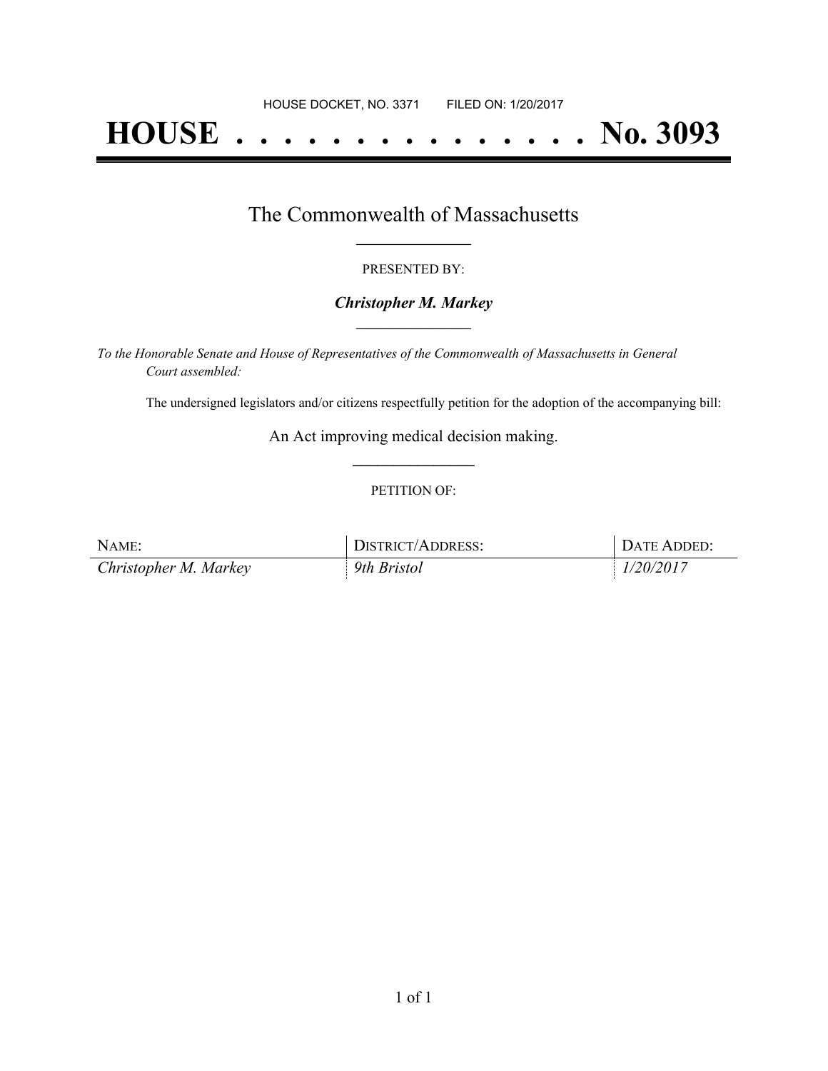HOUSE DOCKET, NO. 3371        FILED ON: 1/20/2017

# HOUSE . . . . . . . . . . . . . . . No. 3093

## The Commonwealth of Massachusetts

PRESENTED BY:

***Christopher M. Markey***

*To the Honorable Senate and House of Representatives of the Commonwealth of Massachusetts in General Court assembled:*

The undersigned legislators and/or citizens respectfully petition for the adoption of the accompanying bill:

An Act improving medical decision making.

PETITION OF:

| NAME: | DISTRICT/ADDRESS: | DATE ADDED: |
| --- | --- | --- |
| *Christopher M. Markey* | *9th Bristol* | *1/20/2017* |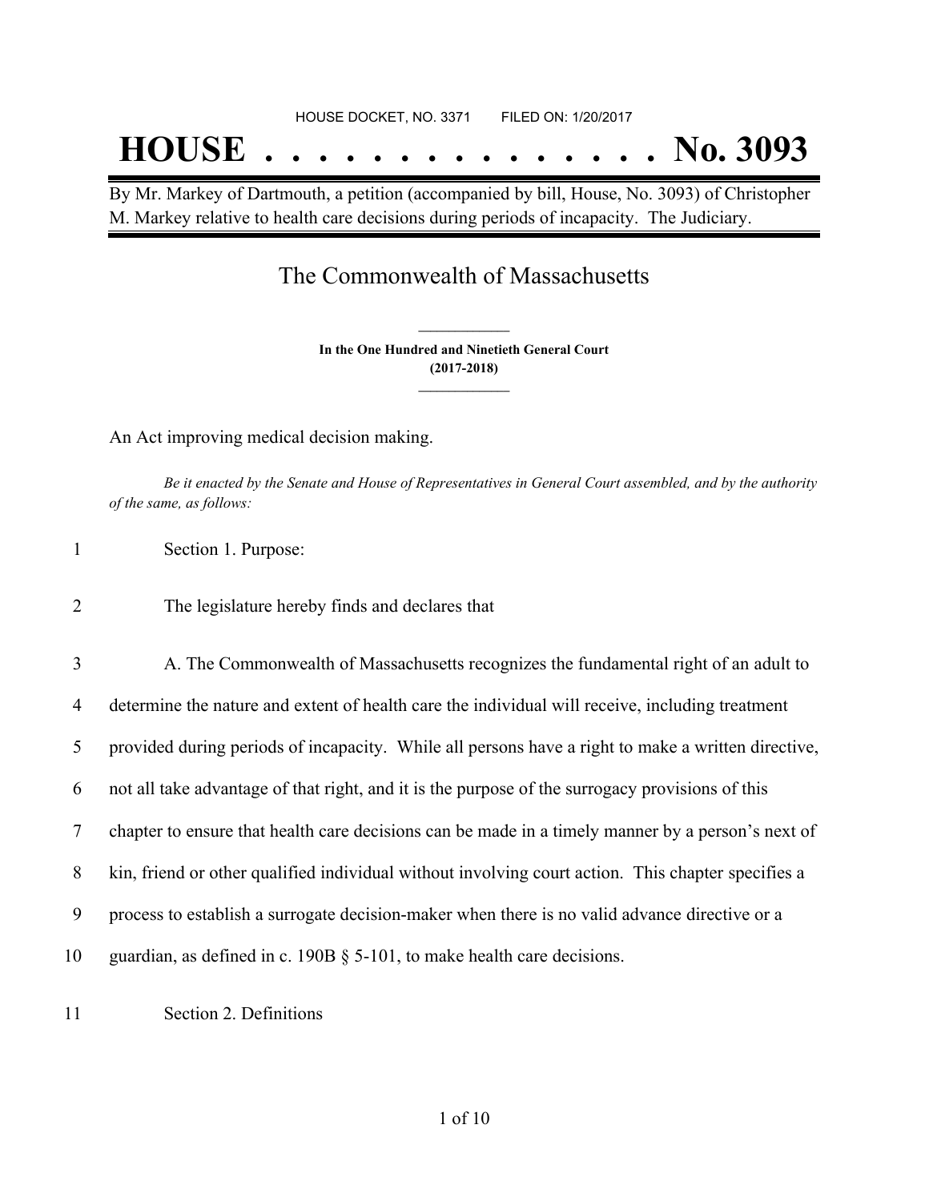HOUSE DOCKET, NO. 3371 FILED ON: 1/20/2017

# HOUSE . . . . . . . . . . . . . . . No. 3093

By Mr. Markey of Dartmouth, a petition (accompanied by bill, House, No. 3093) of Christopher M. Markey relative to health care decisions during periods of incapacity. The Judiciary.

## The Commonwealth of Massachusetts

**In the One Hundred and Ninetieth General Court**
**(2017-2018)**

An Act improving medical decision making.

*Be it enacted by the Senate and House of Representatives in General Court assembled, and by the authority of the same, as follows:*

1 Section 1. Purpose:

2 The legislature hereby finds and declares that

3 A. The Commonwealth of Massachusetts recognizes the fundamental right of an adult to
4 determine the nature and extent of health care the individual will receive, including treatment
5 provided during periods of incapacity. While all persons have a right to make a written directive,
6 not all take advantage of that right, and it is the purpose of the surrogacy provisions of this
7 chapter to ensure that health care decisions can be made in a timely manner by a person's next of
8 kin, friend or other qualified individual without involving court action. This chapter specifies a
9 process to establish a surrogate decision-maker when there is no valid advance directive or a
10 guardian, as defined in c. 190B § 5-101, to make health care decisions.

11 Section 2. Definitions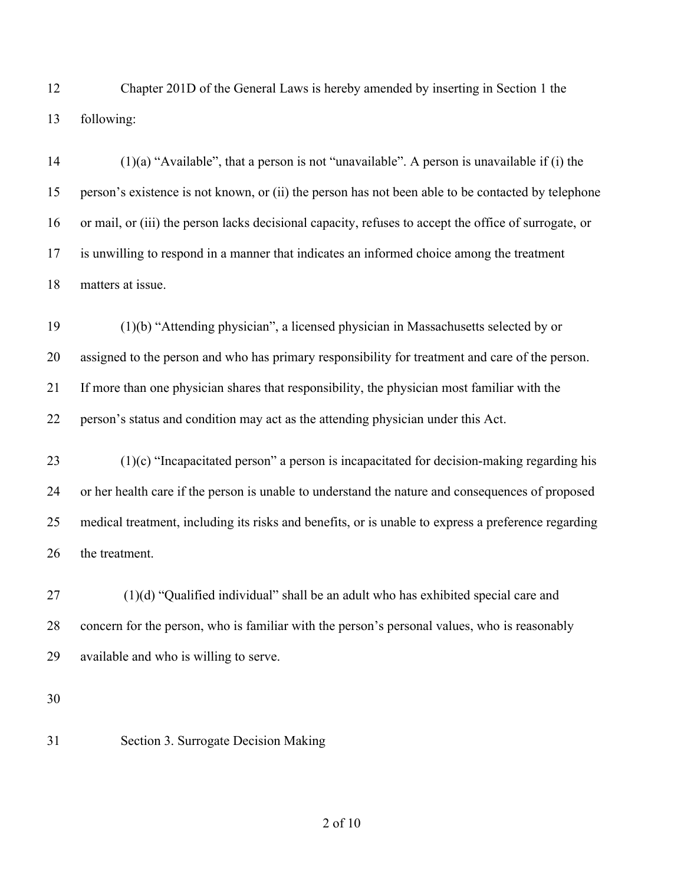Chapter 201D of the General Laws is hereby amended by inserting in Section 1 the following:

(1)(a) "Available", that a person is not "unavailable". A person is unavailable if (i) the person's existence is not known, or (ii) the person has not been able to be contacted by telephone or mail, or (iii) the person lacks decisional capacity, refuses to accept the office of surrogate, or is unwilling to respond in a manner that indicates an informed choice among the treatment matters at issue.

(1)(b) "Attending physician", a licensed physician in Massachusetts selected by or assigned to the person and who has primary responsibility for treatment and care of the person. If more than one physician shares that responsibility, the physician most familiar with the person's status and condition may act as the attending physician under this Act.

(1)(c) "Incapacitated person" a person is incapacitated for decision-making regarding his or her health care if the person is unable to understand the nature and consequences of proposed medical treatment, including its risks and benefits, or is unable to express a preference regarding the treatment.

(1)(d) "Qualified individual" shall be an adult who has exhibited special care and concern for the person, who is familiar with the person's personal values, who is reasonably available and who is willing to serve.

Section 3. Surrogate Decision Making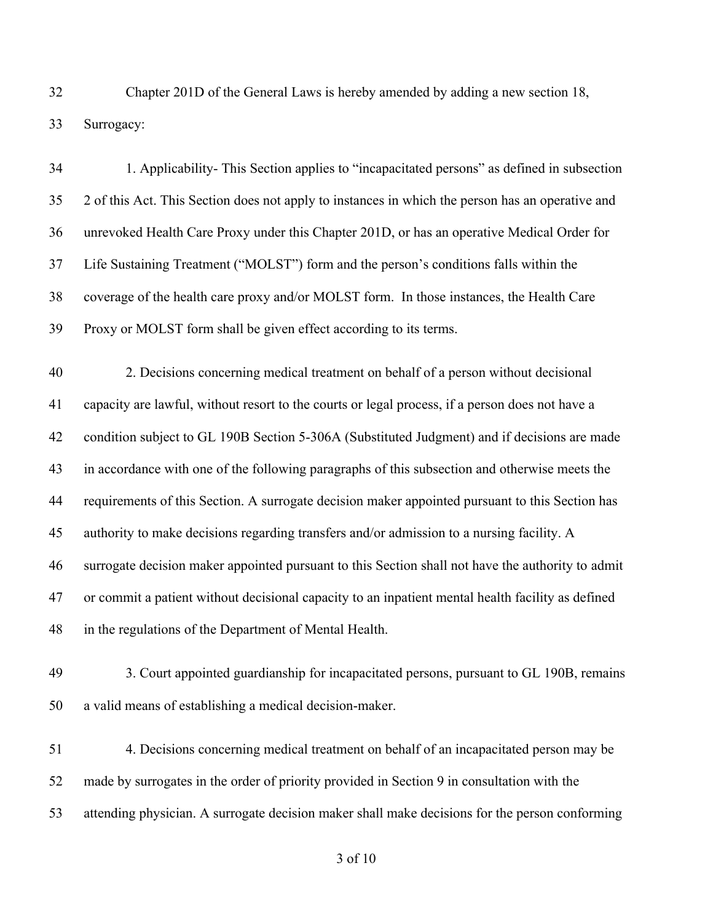Chapter 201D of the General Laws is hereby amended by adding a new section 18, Surrogacy:

1. Applicability- This Section applies to "incapacitated persons" as defined in subsection 2 of this Act. This Section does not apply to instances in which the person has an operative and unrevoked Health Care Proxy under this Chapter 201D, or has an operative Medical Order for Life Sustaining Treatment ("MOLST") form and the person's conditions falls within the coverage of the health care proxy and/or MOLST form. In those instances, the Health Care Proxy or MOLST form shall be given effect according to its terms.

2. Decisions concerning medical treatment on behalf of a person without decisional capacity are lawful, without resort to the courts or legal process, if a person does not have a condition subject to GL 190B Section 5-306A (Substituted Judgment) and if decisions are made in accordance with one of the following paragraphs of this subsection and otherwise meets the requirements of this Section. A surrogate decision maker appointed pursuant to this Section has authority to make decisions regarding transfers and/or admission to a nursing facility. A surrogate decision maker appointed pursuant to this Section shall not have the authority to admit or commit a patient without decisional capacity to an inpatient mental health facility as defined in the regulations of the Department of Mental Health.

3. Court appointed guardianship for incapacitated persons, pursuant to GL 190B, remains a valid means of establishing a medical decision-maker.

4. Decisions concerning medical treatment on behalf of an incapacitated person may be made by surrogates in the order of priority provided in Section 9 in consultation with the attending physician. A surrogate decision maker shall make decisions for the person conforming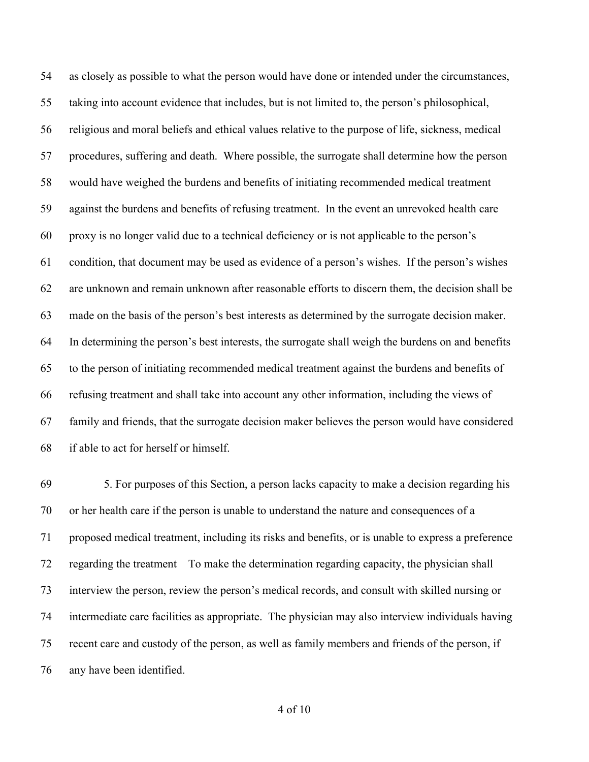as closely as possible to what the person would have done or intended under the circumstances, taking into account evidence that includes, but is not limited to, the person's philosophical, religious and moral beliefs and ethical values relative to the purpose of life, sickness, medical procedures, suffering and death. Where possible, the surrogate shall determine how the person would have weighed the burdens and benefits of initiating recommended medical treatment against the burdens and benefits of refusing treatment. In the event an unrevoked health care proxy is no longer valid due to a technical deficiency or is not applicable to the person's condition, that document may be used as evidence of a person's wishes. If the person's wishes are unknown and remain unknown after reasonable efforts to discern them, the decision shall be made on the basis of the person's best interests as determined by the surrogate decision maker. In determining the person's best interests, the surrogate shall weigh the burdens on and benefits to the person of initiating recommended medical treatment against the burdens and benefits of refusing treatment and shall take into account any other information, including the views of family and friends, that the surrogate decision maker believes the person would have considered if able to act for herself or himself.

5. For purposes of this Section, a person lacks capacity to make a decision regarding his or her health care if the person is unable to understand the nature and consequences of a proposed medical treatment, including its risks and benefits, or is unable to express a preference regarding the treatment To make the determination regarding capacity, the physician shall interview the person, review the person's medical records, and consult with skilled nursing or intermediate care facilities as appropriate. The physician may also interview individuals having recent care and custody of the person, as well as family members and friends of the person, if any have been identified.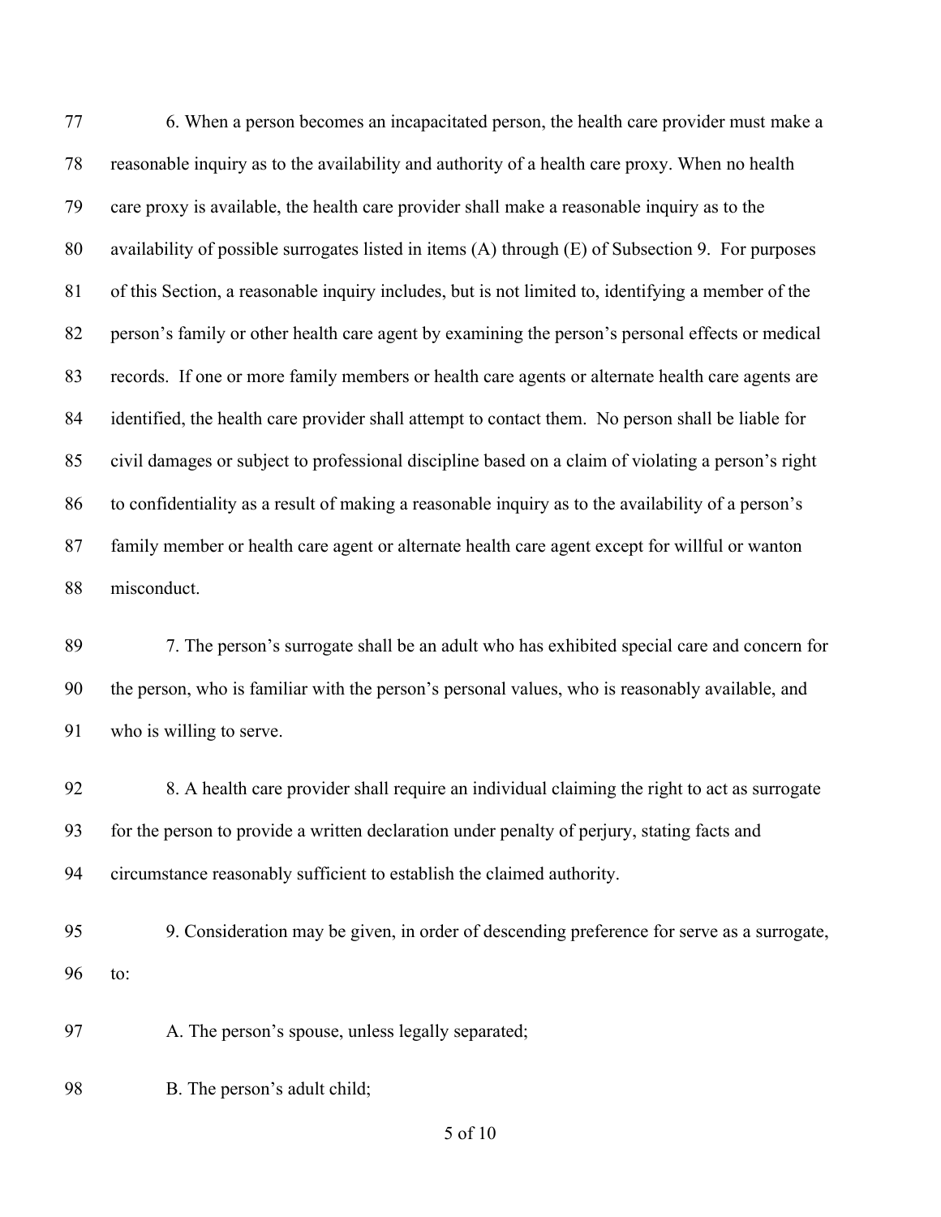6. When a person becomes an incapacitated person, the health care provider must make a reasonable inquiry as to the availability and authority of a health care proxy. When no health care proxy is available, the health care provider shall make a reasonable inquiry as to the availability of possible surrogates listed in items (A) through (E) of Subsection 9. For purposes of this Section, a reasonable inquiry includes, but is not limited to, identifying a member of the person's family or other health care agent by examining the person's personal effects or medical records. If one or more family members or health care agents or alternate health care agents are identified, the health care provider shall attempt to contact them. No person shall be liable for civil damages or subject to professional discipline based on a claim of violating a person's right to confidentiality as a result of making a reasonable inquiry as to the availability of a person's family member or health care agent or alternate health care agent except for willful or wanton misconduct.

7. The person's surrogate shall be an adult who has exhibited special care and concern for the person, who is familiar with the person's personal values, who is reasonably available, and who is willing to serve.

8. A health care provider shall require an individual claiming the right to act as surrogate for the person to provide a written declaration under penalty of perjury, stating facts and circumstance reasonably sufficient to establish the claimed authority.

9. Consideration may be given, in order of descending preference for serve as a surrogate, to:

A. The person's spouse, unless legally separated;

B. The person's adult child;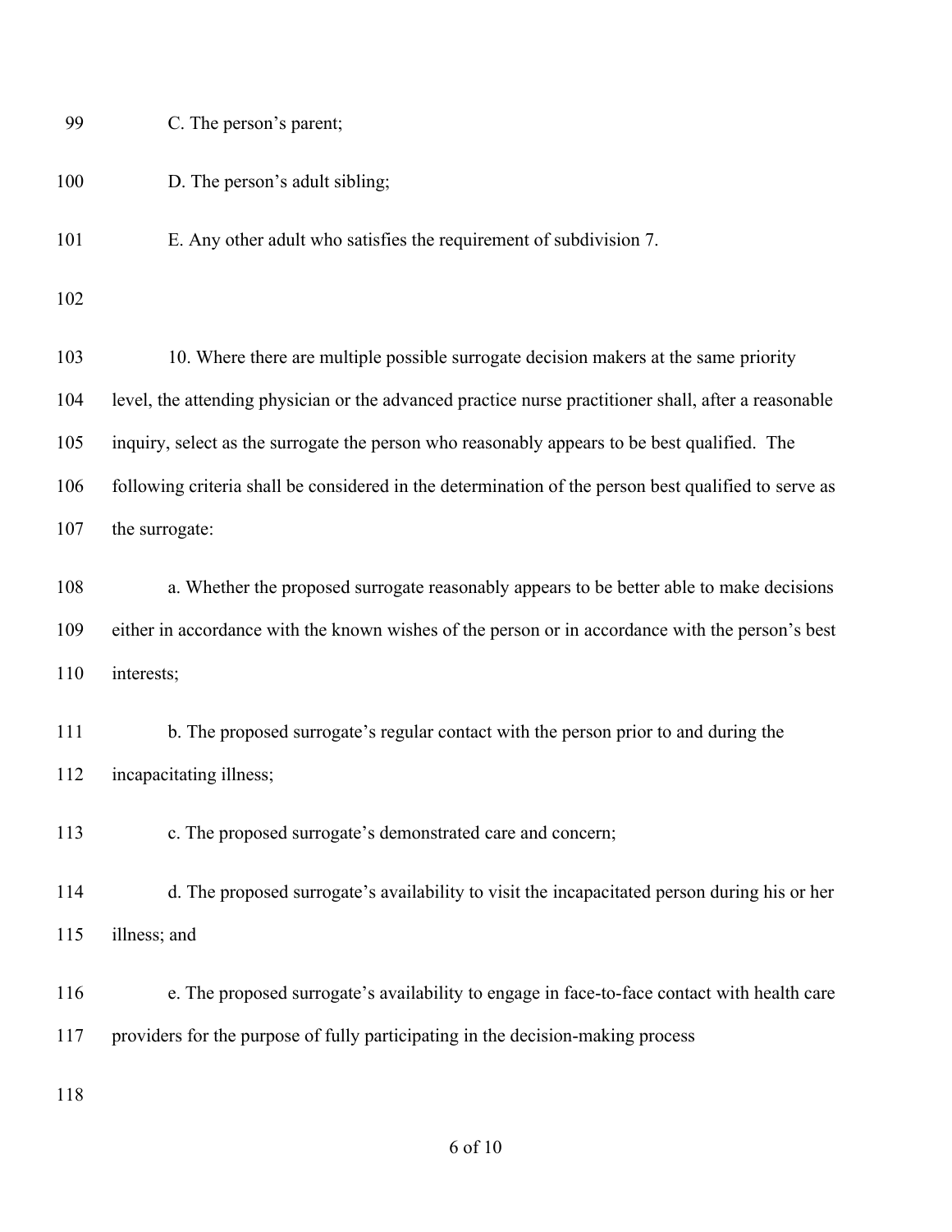C. The person's parent;

D. The person's adult sibling;

E. Any other adult who satisfies the requirement of subdivision 7.

10. Where there are multiple possible surrogate decision makers at the same priority level, the attending physician or the advanced practice nurse practitioner shall, after a reasonable inquiry, select as the surrogate the person who reasonably appears to be best qualified. The following criteria shall be considered in the determination of the person best qualified to serve as the surrogate:

a. Whether the proposed surrogate reasonably appears to be better able to make decisions either in accordance with the known wishes of the person or in accordance with the person's best interests;

b. The proposed surrogate's regular contact with the person prior to and during the incapacitating illness;

c. The proposed surrogate's demonstrated care and concern;

d. The proposed surrogate's availability to visit the incapacitated person during his or her illness; and

e. The proposed surrogate's availability to engage in face-to-face contact with health care providers for the purpose of fully participating in the decision-making process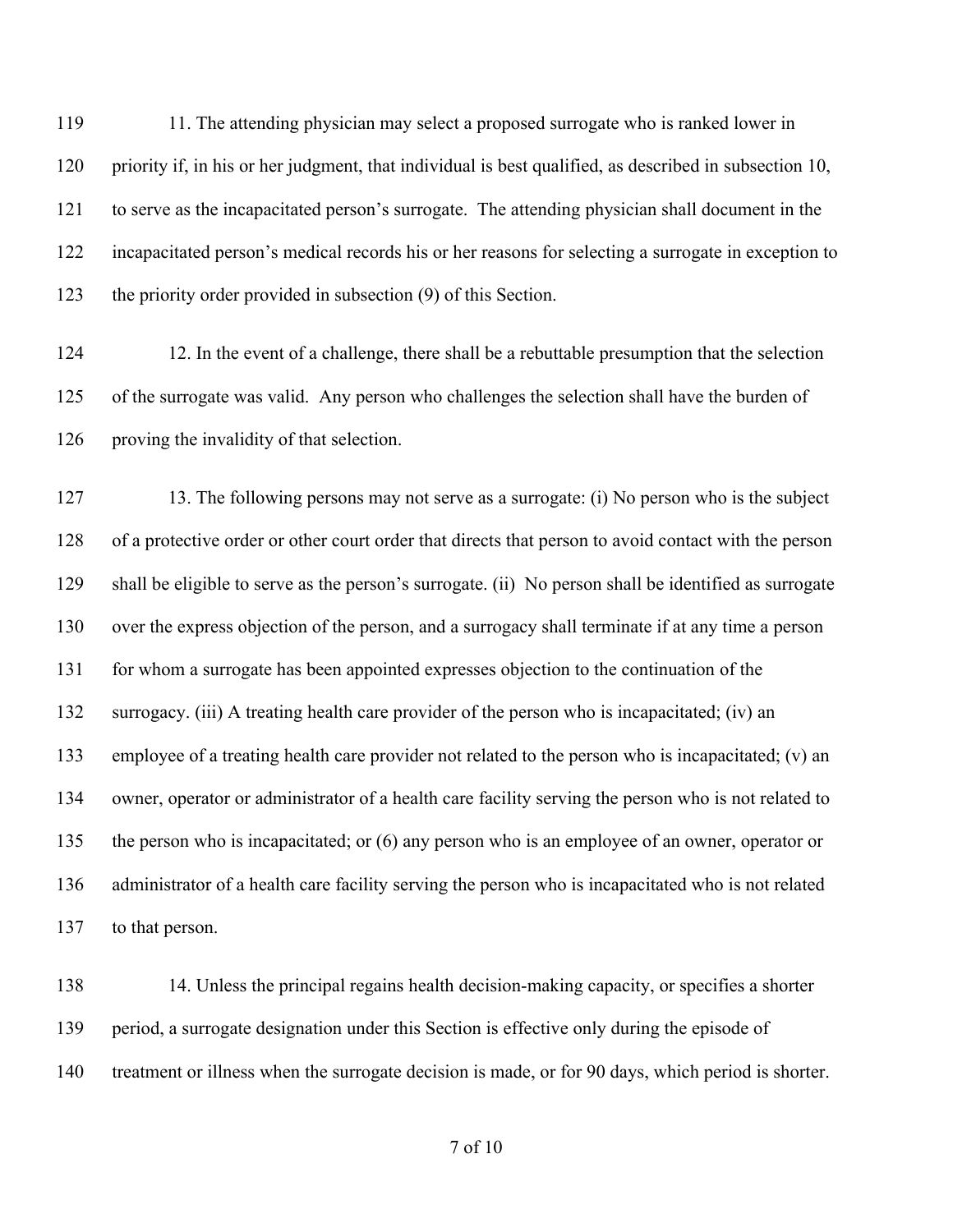11. The attending physician may select a proposed surrogate who is ranked lower in priority if, in his or her judgment, that individual is best qualified, as described in subsection 10, to serve as the incapacitated person's surrogate. The attending physician shall document in the incapacitated person's medical records his or her reasons for selecting a surrogate in exception to the priority order provided in subsection (9) of this Section.

12. In the event of a challenge, there shall be a rebuttable presumption that the selection of the surrogate was valid. Any person who challenges the selection shall have the burden of proving the invalidity of that selection.

13. The following persons may not serve as a surrogate: (i) No person who is the subject of a protective order or other court order that directs that person to avoid contact with the person shall be eligible to serve as the person's surrogate. (ii) No person shall be identified as surrogate over the express objection of the person, and a surrogacy shall terminate if at any time a person for whom a surrogate has been appointed expresses objection to the continuation of the surrogacy. (iii) A treating health care provider of the person who is incapacitated; (iv) an employee of a treating health care provider not related to the person who is incapacitated; (v) an owner, operator or administrator of a health care facility serving the person who is not related to the person who is incapacitated; or (6) any person who is an employee of an owner, operator or administrator of a health care facility serving the person who is incapacitated who is not related to that person.

14. Unless the principal regains health decision-making capacity, or specifies a shorter period, a surrogate designation under this Section is effective only during the episode of treatment or illness when the surrogate decision is made, or for 90 days, which period is shorter.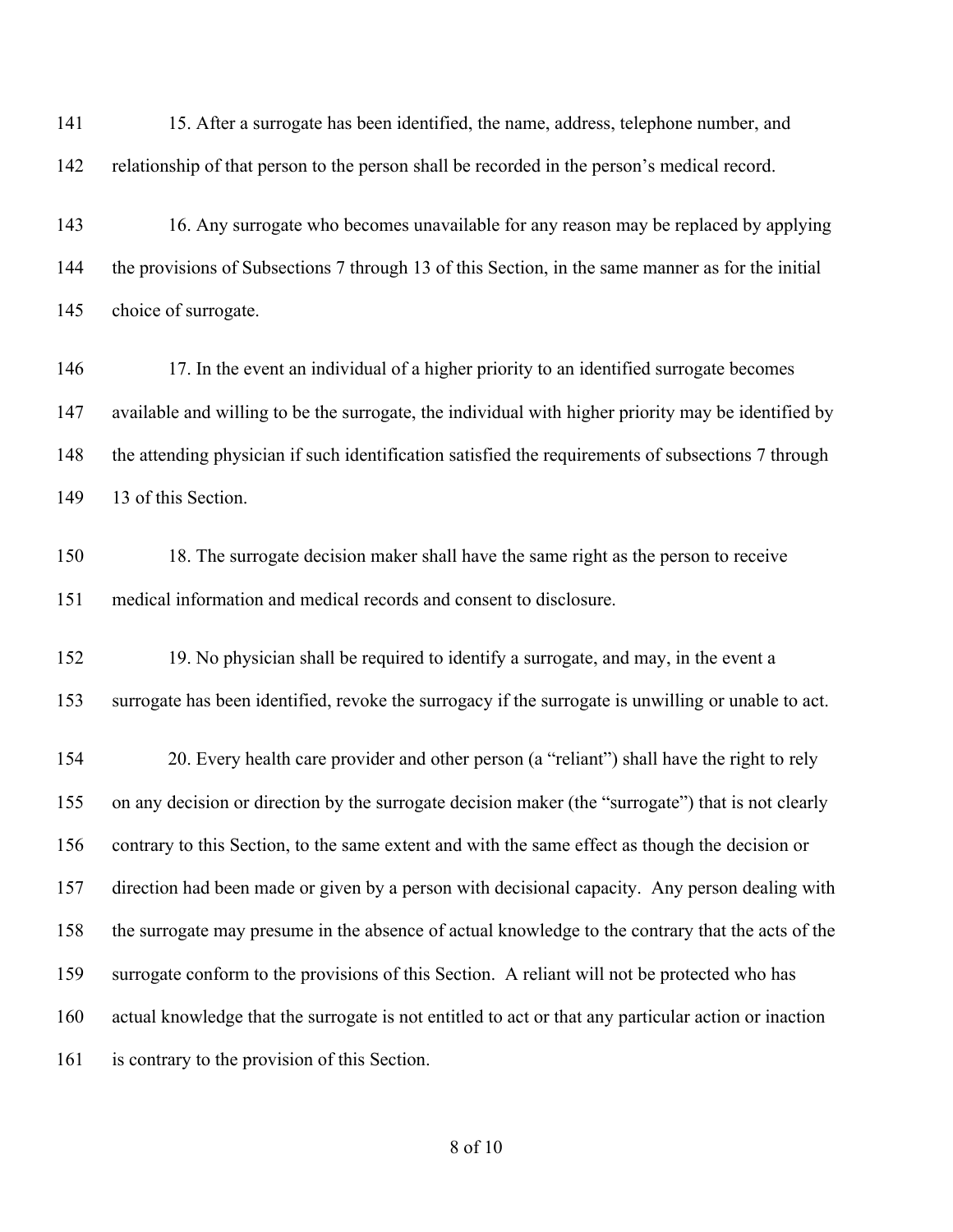15. After a surrogate has been identified, the name, address, telephone number, and relationship of that person to the person shall be recorded in the person's medical record.

16. Any surrogate who becomes unavailable for any reason may be replaced by applying the provisions of Subsections 7 through 13 of this Section, in the same manner as for the initial choice of surrogate.

17. In the event an individual of a higher priority to an identified surrogate becomes available and willing to be the surrogate, the individual with higher priority may be identified by the attending physician if such identification satisfied the requirements of subsections 7 through 13 of this Section.

18. The surrogate decision maker shall have the same right as the person to receive medical information and medical records and consent to disclosure.

19. No physician shall be required to identify a surrogate, and may, in the event a surrogate has been identified, revoke the surrogacy if the surrogate is unwilling or unable to act.

20. Every health care provider and other person (a "reliant") shall have the right to rely on any decision or direction by the surrogate decision maker (the "surrogate") that is not clearly contrary to this Section, to the same extent and with the same effect as though the decision or direction had been made or given by a person with decisional capacity. Any person dealing with the surrogate may presume in the absence of actual knowledge to the contrary that the acts of the surrogate conform to the provisions of this Section. A reliant will not be protected who has actual knowledge that the surrogate is not entitled to act or that any particular action or inaction is contrary to the provision of this Section.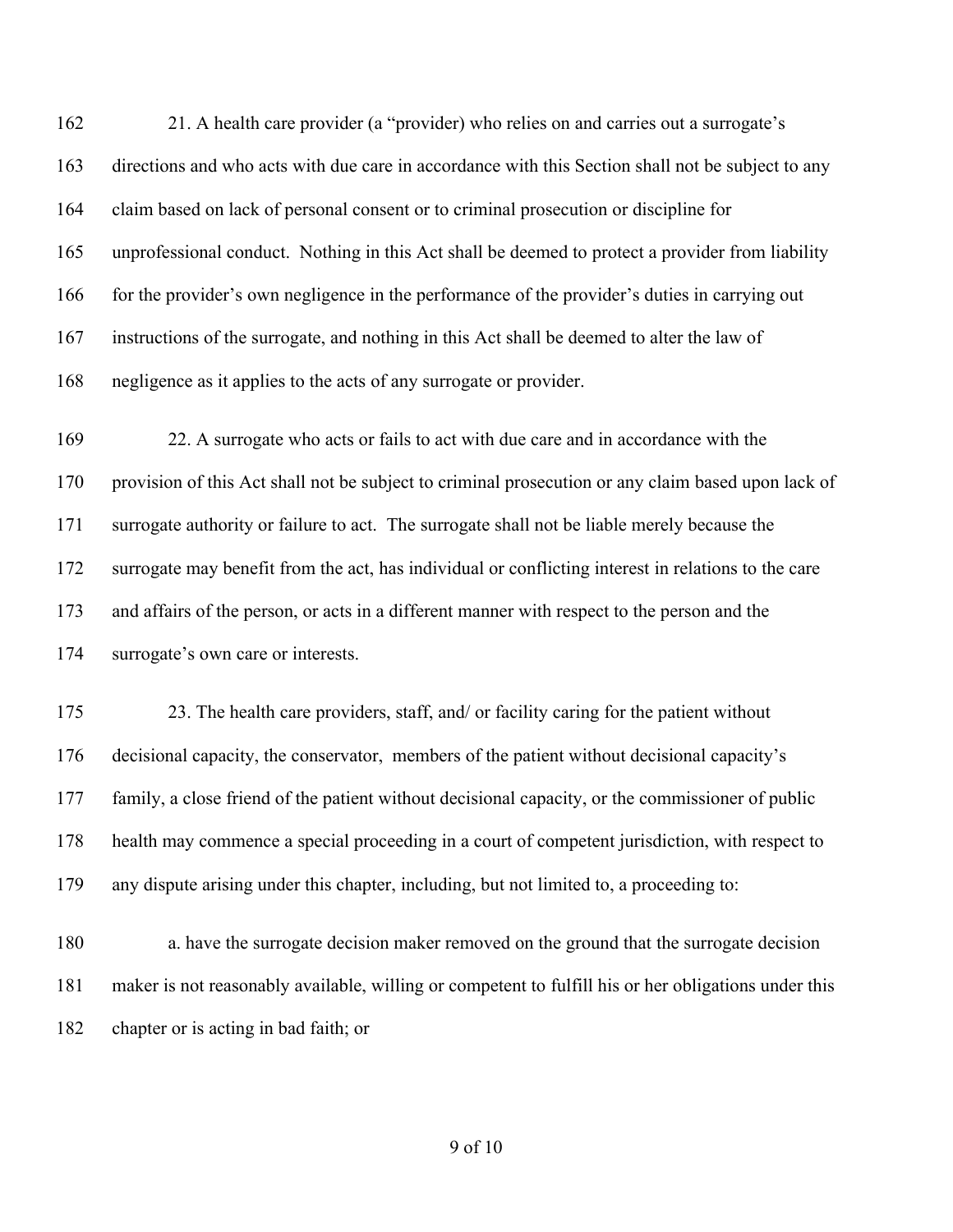21. A health care provider (a "provider) who relies on and carries out a surrogate's directions and who acts with due care in accordance with this Section shall not be subject to any claim based on lack of personal consent or to criminal prosecution or discipline for unprofessional conduct. Nothing in this Act shall be deemed to protect a provider from liability for the provider's own negligence in the performance of the provider's duties in carrying out instructions of the surrogate, and nothing in this Act shall be deemed to alter the law of negligence as it applies to the acts of any surrogate or provider.

22. A surrogate who acts or fails to act with due care and in accordance with the provision of this Act shall not be subject to criminal prosecution or any claim based upon lack of surrogate authority or failure to act. The surrogate shall not be liable merely because the surrogate may benefit from the act, has individual or conflicting interest in relations to the care and affairs of the person, or acts in a different manner with respect to the person and the surrogate's own care or interests.

23. The health care providers, staff, and/ or facility caring for the patient without decisional capacity, the conservator, members of the patient without decisional capacity's family, a close friend of the patient without decisional capacity, or the commissioner of public health may commence a special proceeding in a court of competent jurisdiction, with respect to any dispute arising under this chapter, including, but not limited to, a proceeding to:

a. have the surrogate decision maker removed on the ground that the surrogate decision maker is not reasonably available, willing or competent to fulfill his or her obligations under this chapter or is acting in bad faith; or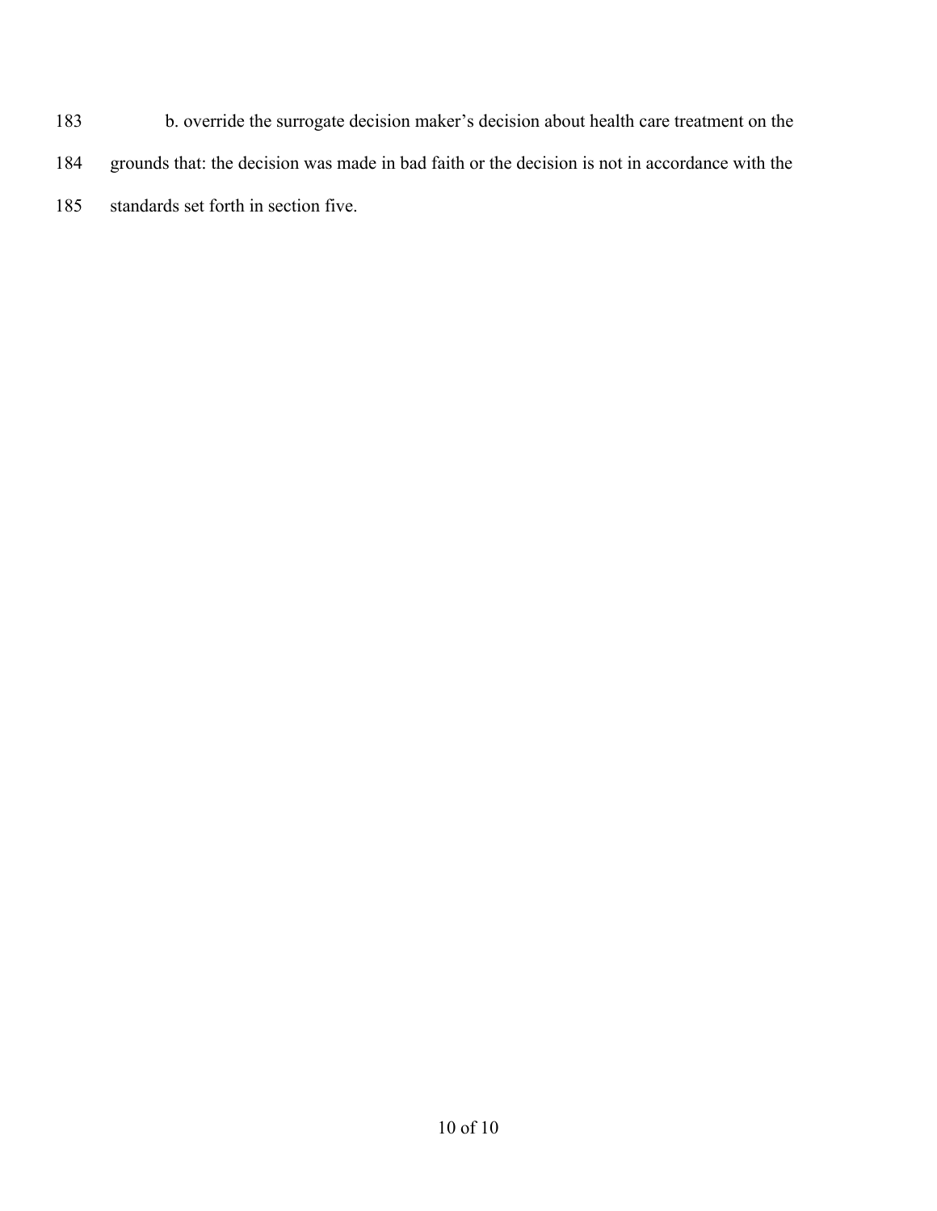b. override the surrogate decision maker's decision about health care treatment on the grounds that: the decision was made in bad faith or the decision is not in accordance with the standards set forth in section five.